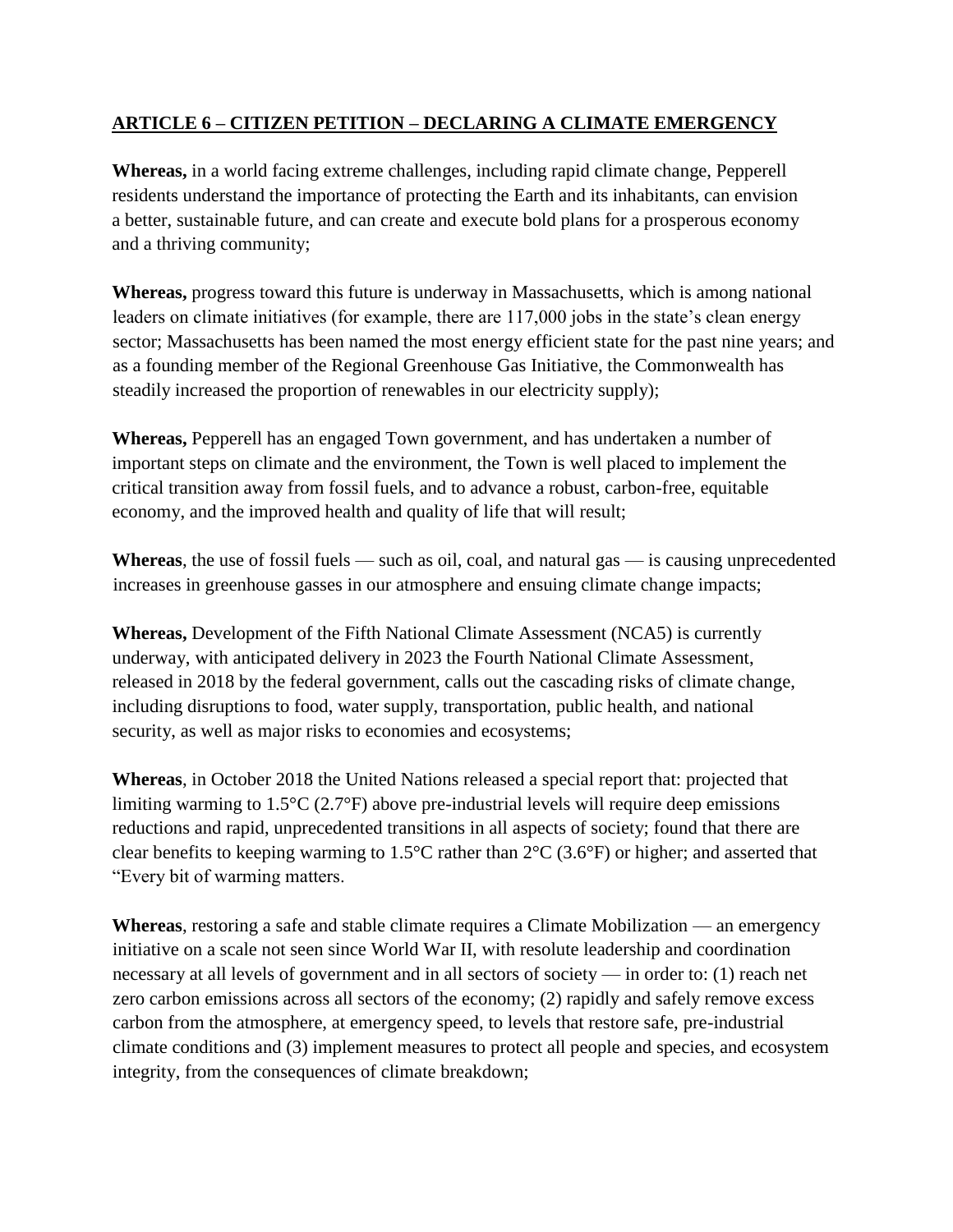## ARTICLE 6 – CITIZEN PETITION – DECLARING A CLIMATE EMERGENCY

**Whereas,** in a world facing extreme challenges, including rapid climate change, Pepperell residents understand the importance of protecting the Earth and its inhabitants, can envision a better, sustainable future, and can create and execute bold plans for a prosperous economy and a thriving community;

**Whereas,** progress toward this future is underway in Massachusetts, which is among national leaders on climate initiatives (for example, there are 117,000 jobs in the state's clean energy sector; Massachusetts has been named the most energy efficient state for the past nine years; and as a founding member of the Regional Greenhouse Gas Initiative, the Commonwealth has steadily increased the proportion of renewables in our electricity supply);

**Whereas,** Pepperell has an engaged Town government, and has undertaken a number of important steps on climate and the environment, the Town is well placed to implement the critical transition away from fossil fuels, and to advance a robust, carbon-free, equitable economy, and the improved health and quality of life that will result;

**Whereas**, the use of fossil fuels — such as oil, coal, and natural gas — is causing unprecedented increases in greenhouse gasses in our atmosphere and ensuing climate change impacts;

**Whereas,** Development of the Fifth National Climate Assessment (NCA5) is currently underway, with anticipated delivery in 2023 the Fourth National Climate Assessment, released in 2018 by the federal government, calls out the cascading risks of climate change, including disruptions to food, water supply, transportation, public health, and national security, as well as major risks to economies and ecosystems;

**Whereas**, in October 2018 the United Nations released a special report that: projected that limiting warming to 1.5°C (2.7°F) above pre-industrial levels will require deep emissions reductions and rapid, unprecedented transitions in all aspects of society; found that there are clear benefits to keeping warming to 1.5°C rather than 2°C (3.6°F) or higher; and asserted that "Every bit of warming matters.

**Whereas**, restoring a safe and stable climate requires a Climate Mobilization — an emergency initiative on a scale not seen since World War II, with resolute leadership and coordination necessary at all levels of government and in all sectors of society — in order to: (1) reach net zero carbon emissions across all sectors of the economy; (2) rapidly and safely remove excess carbon from the atmosphere, at emergency speed, to levels that restore safe, pre-industrial climate conditions and (3) implement measures to protect all people and species, and ecosystem integrity, from the consequences of climate breakdown;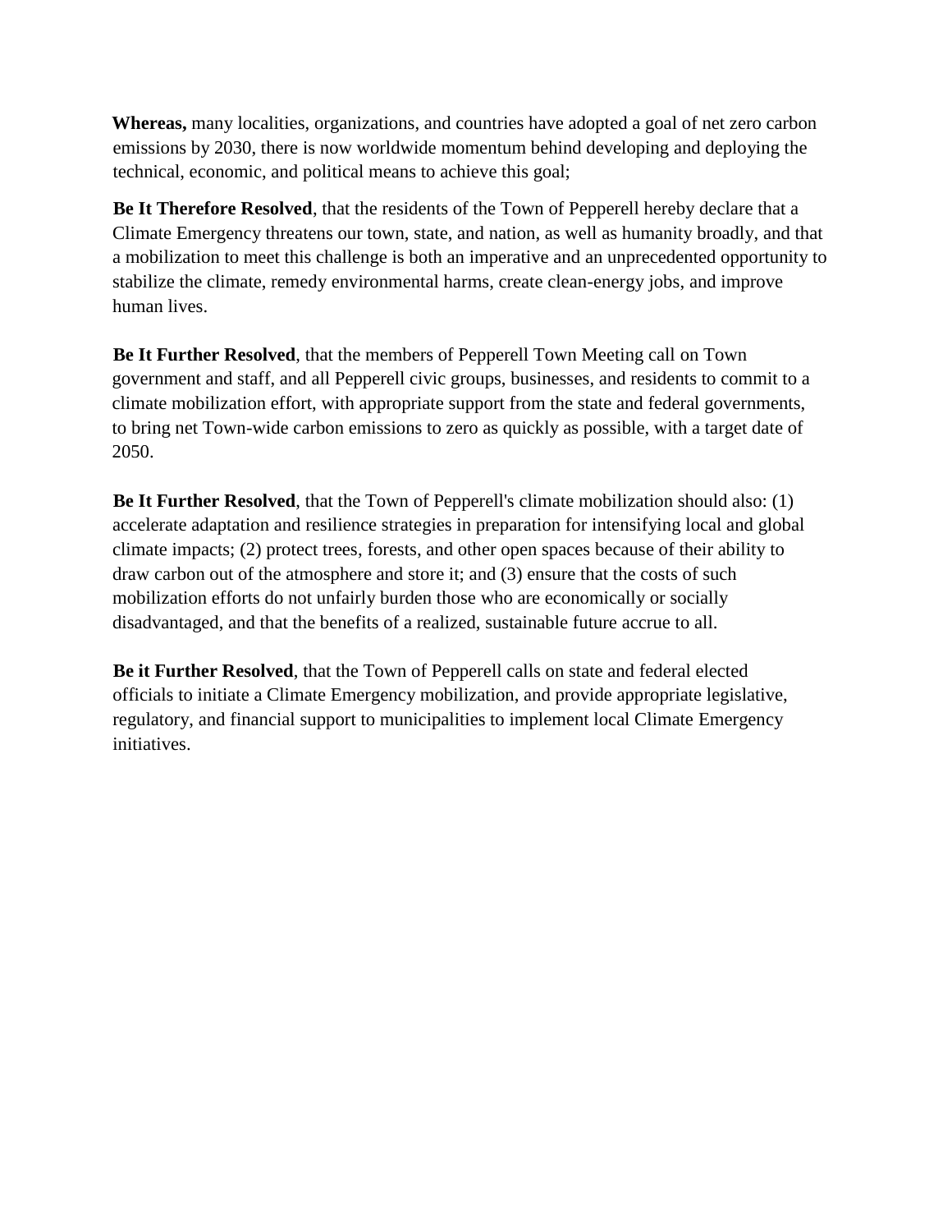**Whereas,** many localities, organizations, and countries have adopted a goal of net zero carbon emissions by 2030, there is now worldwide momentum behind developing and deploying the technical, economic, and political means to achieve this goal;

**Be It Therefore Resolved**, that the residents of the Town of Pepperell hereby declare that a Climate Emergency threatens our town, state, and nation, as well as humanity broadly, and that a mobilization to meet this challenge is both an imperative and an unprecedented opportunity to stabilize the climate, remedy environmental harms, create clean-energy jobs, and improve human lives.

**Be It Further Resolved**, that the members of Pepperell Town Meeting call on Town government and staff, and all Pepperell civic groups, businesses, and residents to commit to a climate mobilization effort, with appropriate support from the state and federal governments, to bring net Town-wide carbon emissions to zero as quickly as possible, with a target date of 2050.

**Be It Further Resolved**, that the Town of Pepperell's climate mobilization should also: (1) accelerate adaptation and resilience strategies in preparation for intensifying local and global climate impacts; (2) protect trees, forests, and other open spaces because of their ability to draw carbon out of the atmosphere and store it; and (3) ensure that the costs of such mobilization efforts do not unfairly burden those who are economically or socially disadvantaged, and that the benefits of a realized, sustainable future accrue to all.

**Be it Further Resolved**, that the Town of Pepperell calls on state and federal elected officials to initiate a Climate Emergency mobilization, and provide appropriate legislative, regulatory, and financial support to municipalities to implement local Climate Emergency initiatives.